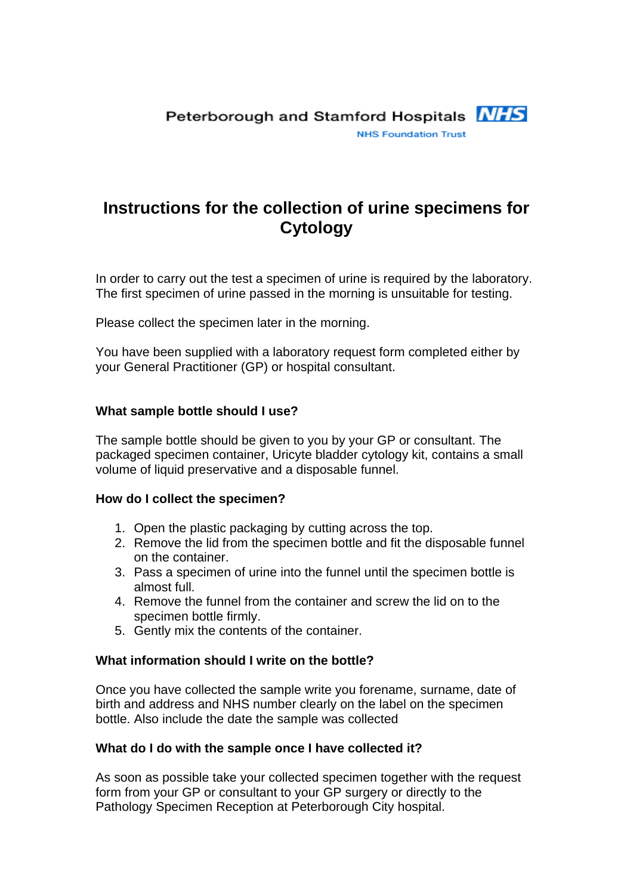Peterborough and Stamford Hospitals NHS

NHS Foundation Trust

# Instructions for the collection of urine specimens for Cytology

In order to carry out the test a specimen of urine is required by the laboratory. The first specimen of urine passed in the morning is unsuitable for testing.

Please collect the specimen later in the morning.

You have been supplied with a laboratory request form completed either by your General Practitioner (GP) or hospital consultant.

**What sample bottle should I use?**

The sample bottle should be given to you by your GP or consultant. The packaged specimen container, Uricyte bladder cytology kit, contains a small volume of liquid preservative and a disposable funnel.

**How do I collect the specimen?**

1. Open the plastic packaging by cutting across the top.
2. Remove the lid from the specimen bottle and fit the disposable funnel on the container.
3. Pass a specimen of urine into the funnel until the specimen bottle is almost full.
4. Remove the funnel from the container and screw the lid on to the specimen bottle firmly.
5. Gently mix the contents of the container.

**What information should I write on the bottle?**

Once you have collected the sample write you forename, surname, date of birth and address and NHS number clearly on the label on the specimen bottle. Also include the date the sample was collected

**What do I do with the sample once I have collected it?**

As soon as possible take your collected specimen together with the request form from your GP or consultant to your GP surgery or directly to the Pathology Specimen Reception at Peterborough City hospital.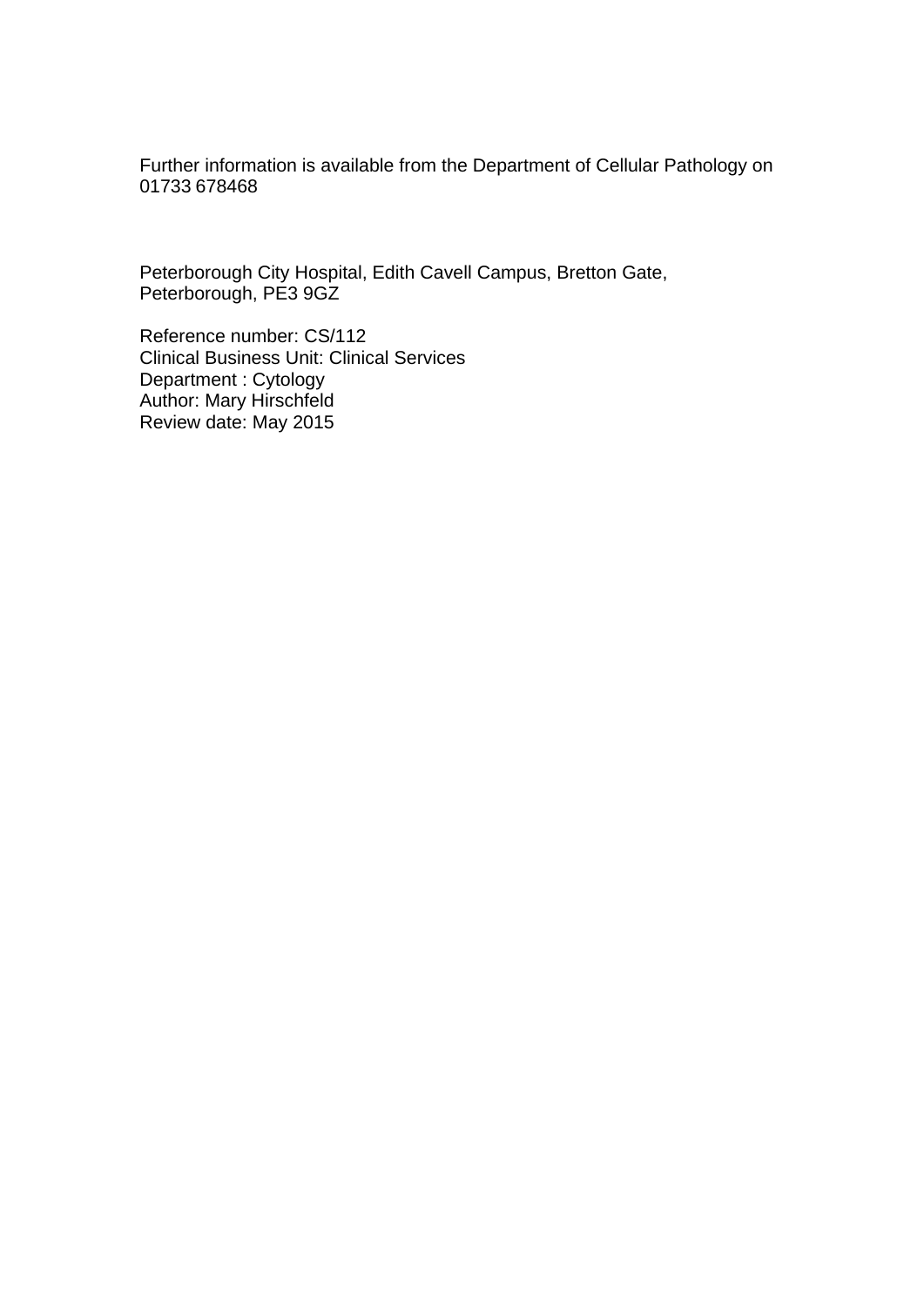Further information is available from the Department of Cellular Pathology on 01733 678468

Peterborough City Hospital, Edith Cavell Campus, Bretton Gate, Peterborough, PE3 9GZ

Reference number: CS/112
Clinical Business Unit: Clinical Services
Department : Cytology
Author: Mary Hirschfeld
Review date: May 2015